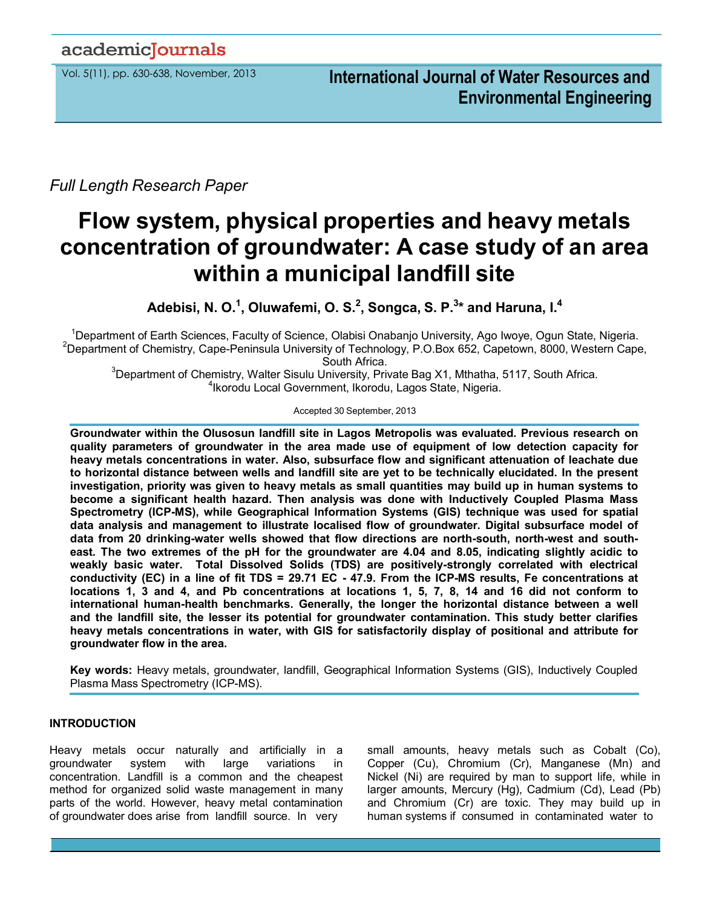academicJournals

International Journal of Water Resources and Environmental Engineering

*Full Length Research Paper*

# Flow system, physical properties and heavy metals concentration of groundwater: A case study of an area within a municipal landfill site

**Adebisi, N. O.[1], Oluwafemi, O. S.[2], Songca, S. P.[3]* and Haruna, I.[4]**

[1]Department of Earth Sciences, Faculty of Science, Olabisi Onabanjo University, Ago Iwoye, Ogun State, Nigeria.
[2]Department of Chemistry, Cape-Peninsula University of Technology, P.O.Box 652, Capetown, 8000, Western Cape, South Africa.
[3]Department of Chemistry, Walter Sisulu University, Private Bag X1, Mthatha, 5117, South Africa.
[4]Ikorodu Local Government, Ikorodu, Lagos State, Nigeria.

Accepted 30 September, 2013

**Groundwater within the Olusosun landfill site in Lagos Metropolis was evaluated. Previous research on quality parameters of groundwater in the area made use of equipment of low detection capacity for heavy metals concentrations in water. Also, subsurface flow and significant attenuation of leachate due to horizontal distance between wells and landfill site are yet to be technically elucidated. In the present investigation, priority was given to heavy metals as small quantities may build up in human systems to become a significant health hazard. Then analysis was done with Inductively Coupled Plasma Mass Spectrometry (ICP-MS), while Geographical Information Systems (GIS) technique was used for spatial data analysis and management to illustrate localised flow of groundwater. Digital subsurface model of data from 20 drinking-water wells showed that flow directions are north-south, north-west and south-east. The two extremes of the pH for the groundwater are 4.04 and 8.05, indicating slightly acidic to weakly basic water. Total Dissolved Solids (TDS) are positively-strongly correlated with electrical conductivity (EC) in a line of fit TDS = 29.71 EC - 47.9. From the ICP-MS results, Fe concentrations at locations 1, 3 and 4, and Pb concentrations at locations 1, 5, 7, 8, 14 and 16 did not conform to international human-health benchmarks. Generally, the longer the horizontal distance between a well and the landfill site, the lesser its potential for groundwater contamination. This study better clarifies heavy metals concentrations in water, with GIS for satisfactorily display of positional and attribute for groundwater flow in the area.**

**Key words:** Heavy metals, groundwater, landfill, Geographical Information Systems (GIS), Inductively Coupled Plasma Mass Spectrometry (ICP-MS).

## INTRODUCTION

Heavy metals occur naturally and artificially in a groundwater system with large variations in concentration. Landfill is a common and the cheapest method for organized solid waste management in many parts of the world. However, heavy metal contamination of groundwater does arise from landfill source. In very small amounts, heavy metals such as Cobalt (Co), Copper (Cu), Chromium (Cr), Manganese (Mn) and Nickel (Ni) are required by man to support life, while in larger amounts, Mercury (Hg), Cadmium (Cd), Lead (Pb) and Chromium (Cr) are toxic. They may build up in human systems if consumed in contaminated water to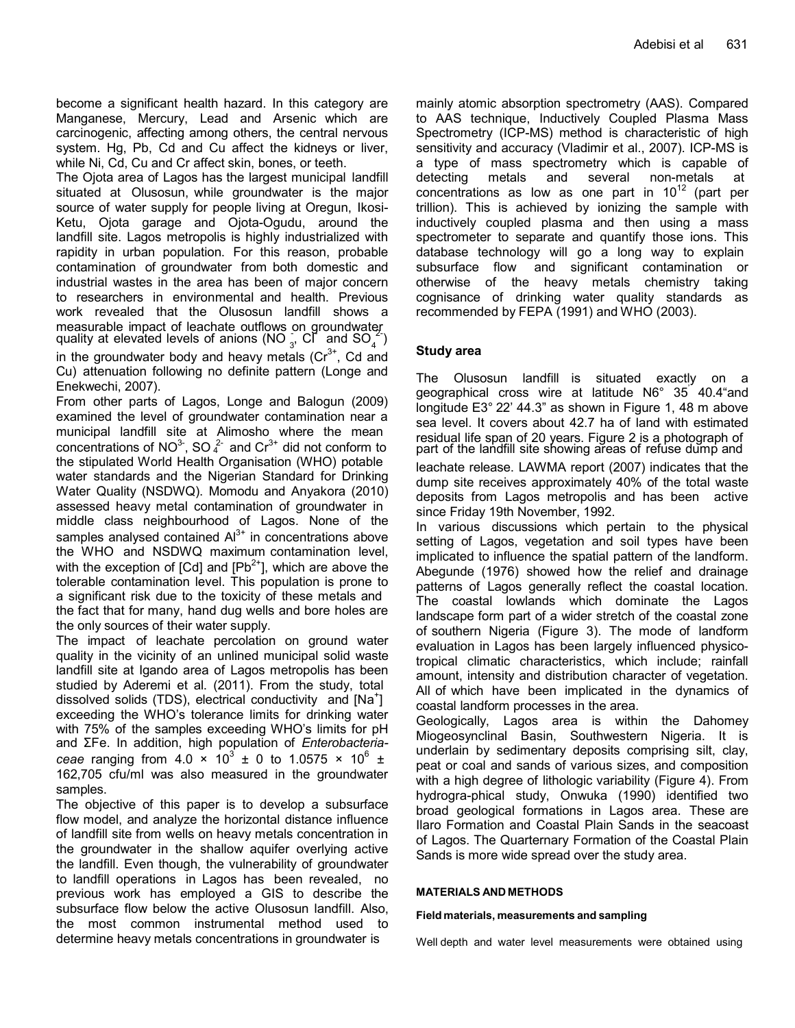become a significant health hazard. In this category are Manganese, Mercury, Lead and Arsenic which are carcinogenic, affecting among others, the central nervous system. Hg, Pb, Cd and Cu affect the kidneys or liver, while Ni, Cd, Cu and Cr affect skin, bones, or teeth.

The Ojota area of Lagos has the largest municipal landfill situated at Olusosun, while groundwater is the major source of water supply for people living at Oregun, Ikosi-Ketu, Ojota garage and Ojota-Ogudu, around the landfill site. Lagos metropolis is highly industrialized with rapidity in urban population. For this reason, probable contamination of groundwater from both domestic and industrial wastes in the area has been of major concern to researchers in environmental and health. Previous work revealed that the Olusosun landfill shows a measurable impact of leachate outflows on groundwater quality at elevated levels of anions ($NO_3^-$, $Cl^-$ and $SO_4^{2-}$) in the groundwater body and heavy metals ($Cr^{3+}$, Cd and Cu) attenuation following no definite pattern (Longe and Enekwechi, 2007).

From other parts of Lagos, Longe and Balogun (2009) examined the level of groundwater contamination near a municipal landfill site at Alimosho where the mean concentrations of $NO^{3-}$, $SO_4^{2-}$ and $Cr^{3+}$ did not conform to the stipulated World Health Organisation (WHO) potable water standards and the Nigerian Standard for Drinking Water Quality (NSDWQ). Momodu and Anyakora (2010) assessed heavy metal contamination of groundwater in middle class neighbourhood of Lagos. None of the samples analysed contained $Al^{3+}$ in concentrations above the WHO and NSDWQ maximum contamination level, with the exception of [Cd] and [$Pb^{2+}$], which are above the tolerable contamination level. This population is prone to a significant risk due to the toxicity of these metals and the fact that for many, hand dug wells and bore holes are the only sources of their water supply.

The impact of leachate percolation on ground water quality in the vicinity of an unlined municipal solid waste landfill site at Igando area of Lagos metropolis has been studied by Aderemi et al. (2011). From the study, total dissolved solids (TDS), electrical conductivity and [$Na^+$] exceeding the WHO's tolerance limits for drinking water with 75% of the samples exceeding WHO's limits for pH and ΣFe. In addition, high population of *Enterobacteriaceae* ranging from $4.0 \times 10^3 \pm 0$ to $1.0575 \times 10^6 \pm 162{,}705$ cfu/ml was also measured in the groundwater samples.

The objective of this paper is to develop a subsurface flow model, and analyze the horizontal distance influence of landfill site from wells on heavy metals concentration in the groundwater in the shallow aquifer overlying active the landfill. Even though, the vulnerability of groundwater to landfill operations in Lagos has been revealed, no previous work has employed a GIS to describe the subsurface flow below the active Olusosun landfill. Also, the most common instrumental method used to determine heavy metals concentrations in groundwater is mainly atomic absorption spectrometry (AAS). Compared to AAS technique, Inductively Coupled Plasma Mass Spectrometry (ICP-MS) method is characteristic of high sensitivity and accuracy (Vladimir et al., 2007). ICP-MS is a type of mass spectrometry which is capable of detecting metals and several non-metals at concentrations as low as one part in $10^{12}$ (part per trillion). This is achieved by ionizing the sample with inductively coupled plasma and then using a mass spectrometer to separate and quantify those ions. This database technology will go a long way to explain subsurface flow and significant contamination or otherwise of the heavy metals chemistry taking cognisance of drinking water quality standards as recommended by FEPA (1991) and WHO (2003).

## Study area

The Olusosun landfill is situated exactly on a geographical cross wire at latitude N6° 35' 40.4"and longitude E3° 22' 44.3" as shown in Figure 1, 48 m above sea level. It covers about 42.7 ha of land with estimated residual life span of 20 years. Figure 2 is a photograph of part of the landfill site showing areas of refuse dump and leachate release. LAWMA report (2007) indicates that the dump site receives approximately 40% of the total waste deposits from Lagos metropolis and has been active since Friday 19th November, 1992.

In various discussions which pertain to the physical setting of Lagos, vegetation and soil types have been implicated to influence the spatial pattern of the landform. Abegunde (1976) showed how the relief and drainage patterns of Lagos generally reflect the coastal location. The coastal lowlands which dominate the Lagos landscape form part of a wider stretch of the coastal zone of southern Nigeria (Figure 3). The mode of landform evaluation in Lagos has been largely influenced physico-tropical climatic characteristics, which include; rainfall amount, intensity and distribution character of vegetation. All of which have been implicated in the dynamics of coastal landform processes in the area.

Geologically, Lagos area is within the Dahomey Miogeosynclinal Basin, Southwestern Nigeria. It is underlain by sedimentary deposits comprising silt, clay, peat or coal and sands of various sizes, and composition with a high degree of lithologic variability (Figure 4). From hydrogra-phical study, Onwuka (1990) identified two broad geological formations in Lagos area. These are Ilaro Formation and Coastal Plain Sands in the seacoast of Lagos. The Quarternary Formation of the Coastal Plain Sands is more wide spread over the study area.

## MATERIALS AND METHODS

### Field materials, measurements and sampling

Well depth and water level measurements were obtained using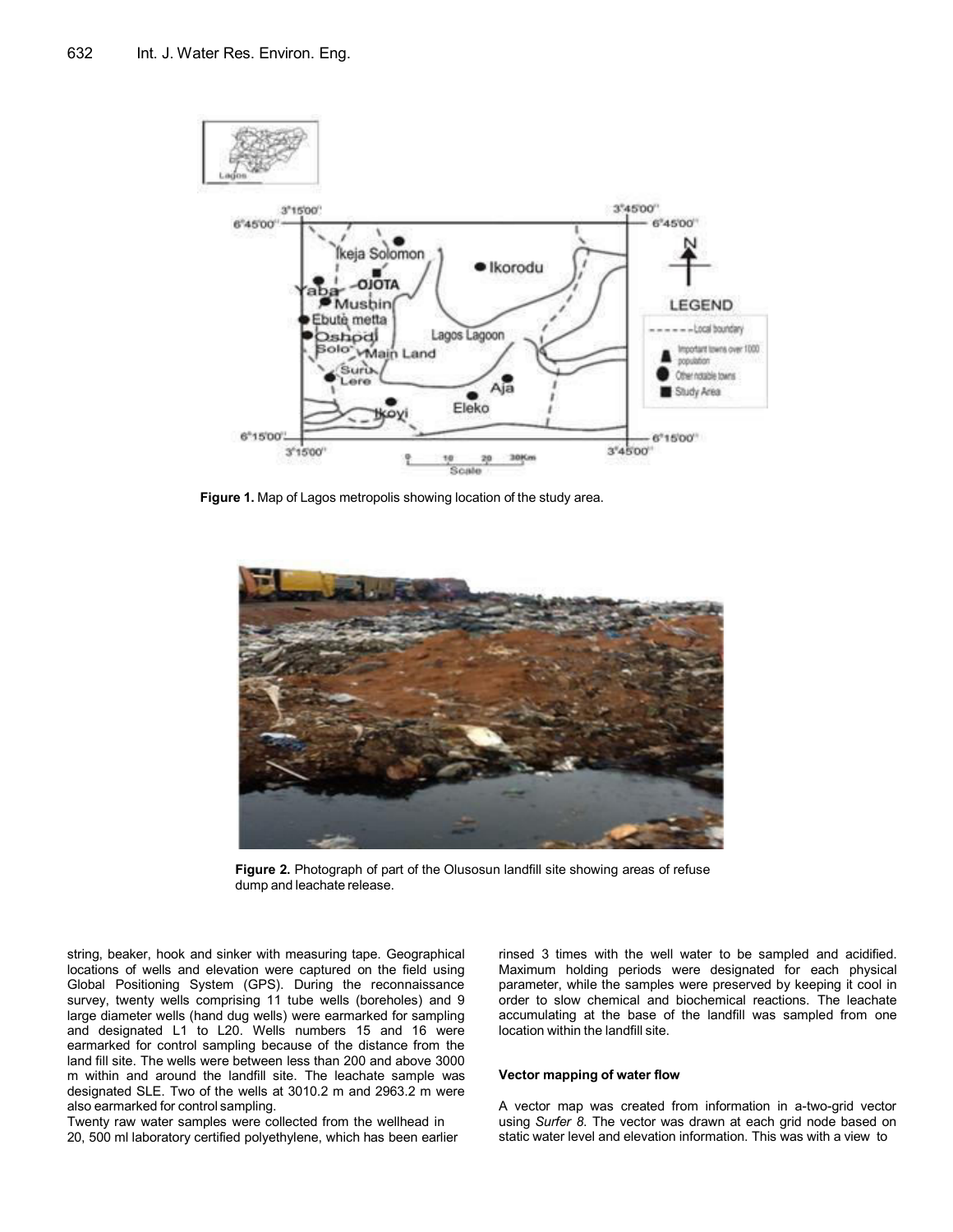Figure 1. Map of Lagos metropolis showing location of the study area.

Figure 2. Photograph of part of the Olusosun landfill site showing areas of refuse dump and leachate release.

string, beaker, hook and sinker with measuring tape. Geographical locations of wells and elevation were captured on the field using Global Positioning System (GPS). During the reconnaissance survey, twenty wells comprising 11 tube wells (boreholes) and 9 large diameter wells (hand dug wells) were earmarked for sampling and designated L1 to L20. Wells numbers 15 and 16 were earmarked for control sampling because of the distance from the land fill site. The wells were between less than 200 and above 3000 m within and around the landfill site. The leachate sample was designated SLE. Two of the wells at 3010.2 m and 2963.2 m were also earmarked for control sampling.

Twenty raw water samples were collected from the wellhead in 20, 500 ml laboratory certified polyethylene, which has been earlier rinsed 3 times with the well water to be sampled and acidified. Maximum holding periods were designated for each physical parameter, while the samples were preserved by keeping it cool in order to slow chemical and biochemical reactions. The leachate accumulating at the base of the landfill was sampled from one location within the landfill site.

### Vector mapping of water flow

A vector map was created from information in a-two-grid vector using *Surfer 8*. The vector was drawn at each grid node based on static water level and elevation information. This was with a view to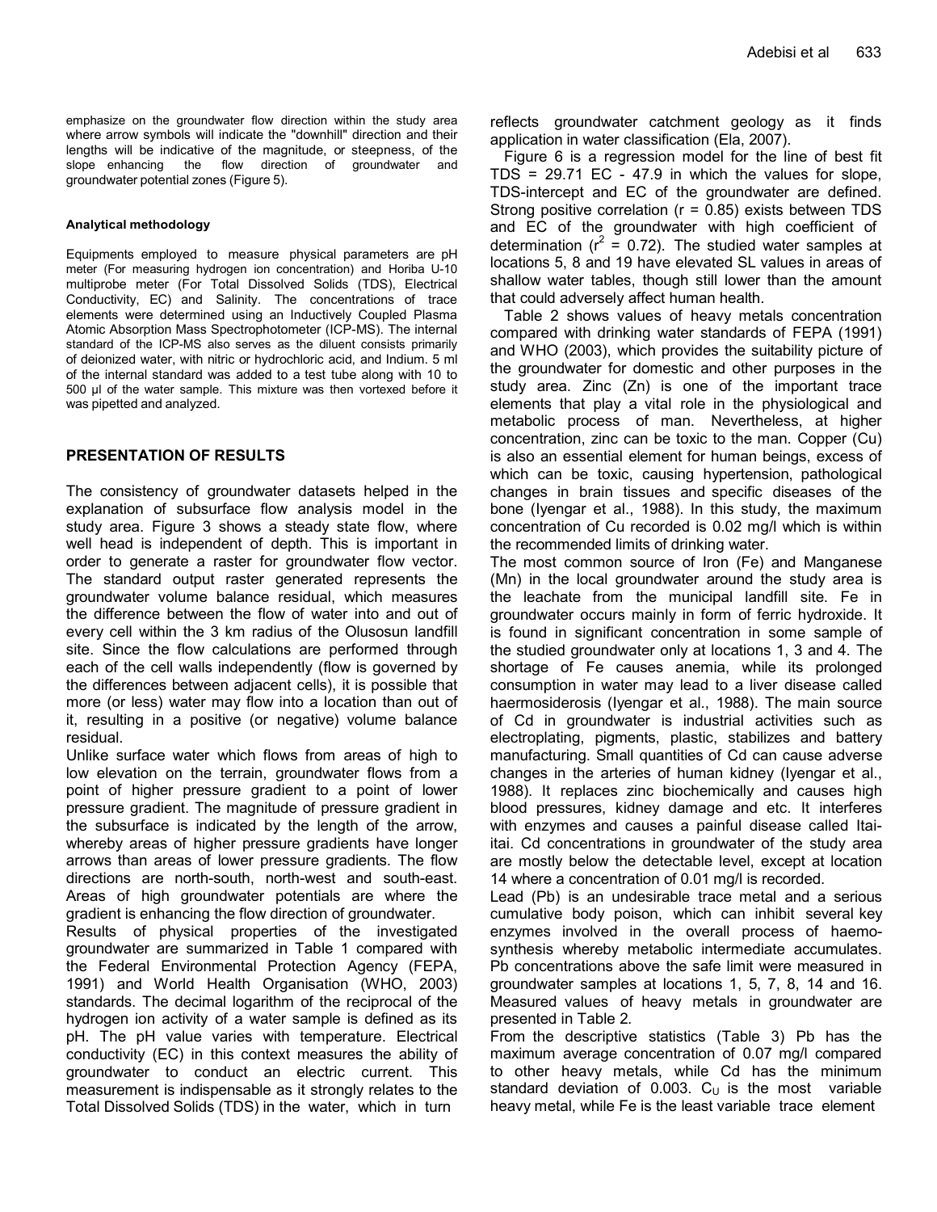emphasize on the groundwater flow direction within the study area where arrow symbols will indicate the "downhill" direction and their lengths will be indicative of the magnitude, or steepness, of the slope enhancing the flow direction of groundwater and groundwater potential zones (Figure 5).

#### Analytical methodology

Equipments employed to measure physical parameters are pH meter (For measuring hydrogen ion concentration) and Horiba U-10 multiprobe meter (For Total Dissolved Solids (TDS), Electrical Conductivity, EC) and Salinity. The concentrations of trace elements were determined using an Inductively Coupled Plasma Atomic Absorption Mass Spectrophotometer (ICP-MS). The internal standard of the ICP-MS also serves as the diluent consists primarily of deionized water, with nitric or hydrochloric acid, and Indium. 5 ml of the internal standard was added to a test tube along with 10 to 500 µl of the water sample. This mixture was then vortexed before it was pipetted and analyzed.

## PRESENTATION OF RESULTS

The consistency of groundwater datasets helped in the explanation of subsurface flow analysis model in the study area. Figure 3 shows a steady state flow, where well head is independent of depth. This is important in order to generate a raster for groundwater flow vector. The standard output raster generated represents the groundwater volume balance residual, which measures the difference between the flow of water into and out of every cell within the 3 km radius of the Olusosun landfill site. Since the flow calculations are performed through each of the cell walls independently (flow is governed by the differences between adjacent cells), it is possible that more (or less) water may flow into a location than out of it, resulting in a positive (or negative) volume balance residual.

Unlike surface water which flows from areas of high to low elevation on the terrain, groundwater flows from a point of higher pressure gradient to a point of lower pressure gradient. The magnitude of pressure gradient in the subsurface is indicated by the length of the arrow, whereby areas of higher pressure gradients have longer arrows than areas of lower pressure gradients. The flow directions are north-south, north-west and south-east. Areas of high groundwater potentials are where the gradient is enhancing the flow direction of groundwater.

Results of physical properties of the investigated groundwater are summarized in Table 1 compared with the Federal Environmental Protection Agency (FEPA, 1991) and World Health Organisation (WHO, 2003) standards. The decimal logarithm of the reciprocal of the hydrogen ion activity of a water sample is defined as its pH. The pH value varies with temperature. Electrical conductivity (EC) in this context measures the ability of groundwater to conduct an electric current. This measurement is indispensable as it strongly relates to the Total Dissolved Solids (TDS) in the water, which in turn reflects groundwater catchment geology as it finds application in water classification (Ela, 2007).

Figure 6 is a regression model for the line of best fit TDS = 29.71 EC - 47.9 in which the values for slope, TDS-intercept and EC of the groundwater are defined. Strong positive correlation (r = 0.85) exists between TDS and EC of the groundwater with high coefficient of determination ($r^2$ = 0.72). The studied water samples at locations 5, 8 and 19 have elevated SL values in areas of shallow water tables, though still lower than the amount that could adversely affect human health.

Table 2 shows values of heavy metals concentration compared with drinking water standards of FEPA (1991) and WHO (2003), which provides the suitability picture of the groundwater for domestic and other purposes in the study area. Zinc (Zn) is one of the important trace elements that play a vital role in the physiological and metabolic process of man. Nevertheless, at higher concentration, zinc can be toxic to the man. Copper (Cu) is also an essential element for human beings, excess of which can be toxic, causing hypertension, pathological changes in brain tissues and specific diseases of the bone (Iyengar et al., 1988). In this study, the maximum concentration of Cu recorded is 0.02 mg/l which is within the recommended limits of drinking water.

The most common source of Iron (Fe) and Manganese (Mn) in the local groundwater around the study area is the leachate from the municipal landfill site. Fe in groundwater occurs mainly in form of ferric hydroxide. It is found in significant concentration in some sample of the studied groundwater only at locations 1, 3 and 4. The shortage of Fe causes anemia, while its prolonged consumption in water may lead to a liver disease called haermosiderosis (Iyengar et al., 1988). The main source of Cd in groundwater is industrial activities such as electroplating, pigments, plastic, stabilizes and battery manufacturing. Small quantities of Cd can cause adverse changes in the arteries of human kidney (Iyengar et al., 1988). It replaces zinc biochemically and causes high blood pressures, kidney damage and etc. It interferes with enzymes and causes a painful disease called Itai-itai. Cd concentrations in groundwater of the study area are mostly below the detectable level, except at location 14 where a concentration of 0.01 mg/l is recorded.

Lead (Pb) is an undesirable trace metal and a serious cumulative body poison, which can inhibit several key enzymes involved in the overall process of haemo-synthesis whereby metabolic intermediate accumulates. Pb concentrations above the safe limit were measured in groundwater samples at locations 1, 5, 7, 8, 14 and 16. Measured values of heavy metals in groundwater are presented in Table 2.

From the descriptive statistics (Table 3) Pb has the maximum average concentration of 0.07 mg/l compared to other heavy metals, while Cd has the minimum standard deviation of 0.003. $C_U$ is the most variable heavy metal, while Fe is the least variable trace element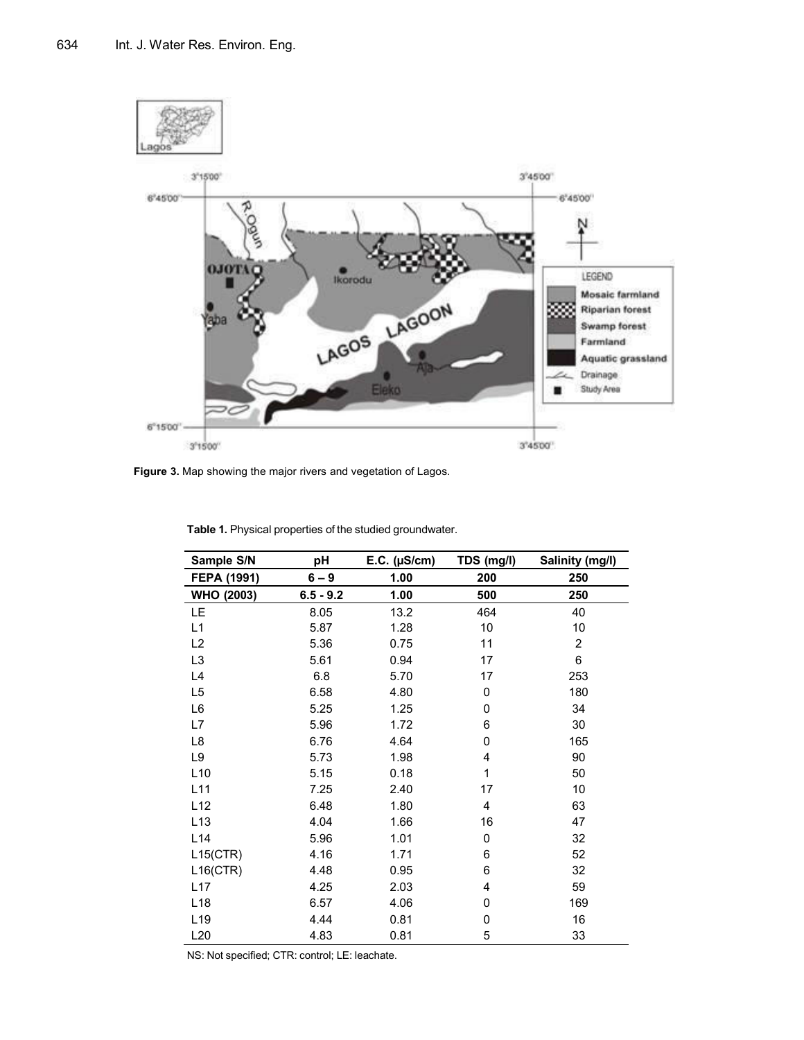**Figure 3.** Map showing the major rivers and vegetation of Lagos.

**Table 1.** Physical properties of the studied groundwater.

| Sample S/N | pH | E.C. (μS/cm) | TDS (mg/l) | Salinity (mg/l) |
|---|---|---|---|---|
| **FEPA (1991)** | **6 – 9** | **1.00** | **200** | **250** |
| **WHO (2003)** | **6.5 - 9.2** | **1.00** | **500** | **250** |
| LE | 8.05 | 13.2 | 464 | 40 |
| L1 | 5.87 | 1.28 | 10 | 10 |
| L2 | 5.36 | 0.75 | 11 | 2 |
| L3 | 5.61 | 0.94 | 17 | 6 |
| L4 | 6.8 | 5.70 | 17 | 253 |
| L5 | 6.58 | 4.80 | 0 | 180 |
| L6 | 5.25 | 1.25 | 0 | 34 |
| L7 | 5.96 | 1.72 | 6 | 30 |
| L8 | 6.76 | 4.64 | 0 | 165 |
| L9 | 5.73 | 1.98 | 4 | 90 |
| L10 | 5.15 | 0.18 | 1 | 50 |
| L11 | 7.25 | 2.40 | 17 | 10 |
| L12 | 6.48 | 1.80 | 4 | 63 |
| L13 | 4.04 | 1.66 | 16 | 47 |
| L14 | 5.96 | 1.01 | 0 | 32 |
| L15(CTR) | 4.16 | 1.71 | 6 | 52 |
| L16(CTR) | 4.48 | 0.95 | 6 | 32 |
| L17 | 4.25 | 2.03 | 4 | 59 |
| L18 | 6.57 | 4.06 | 0 | 169 |
| L19 | 4.44 | 0.81 | 0 | 16 |
| L20 | 4.83 | 0.81 | 5 | 33 |

NS: Not specified; CTR: control; LE: leachate.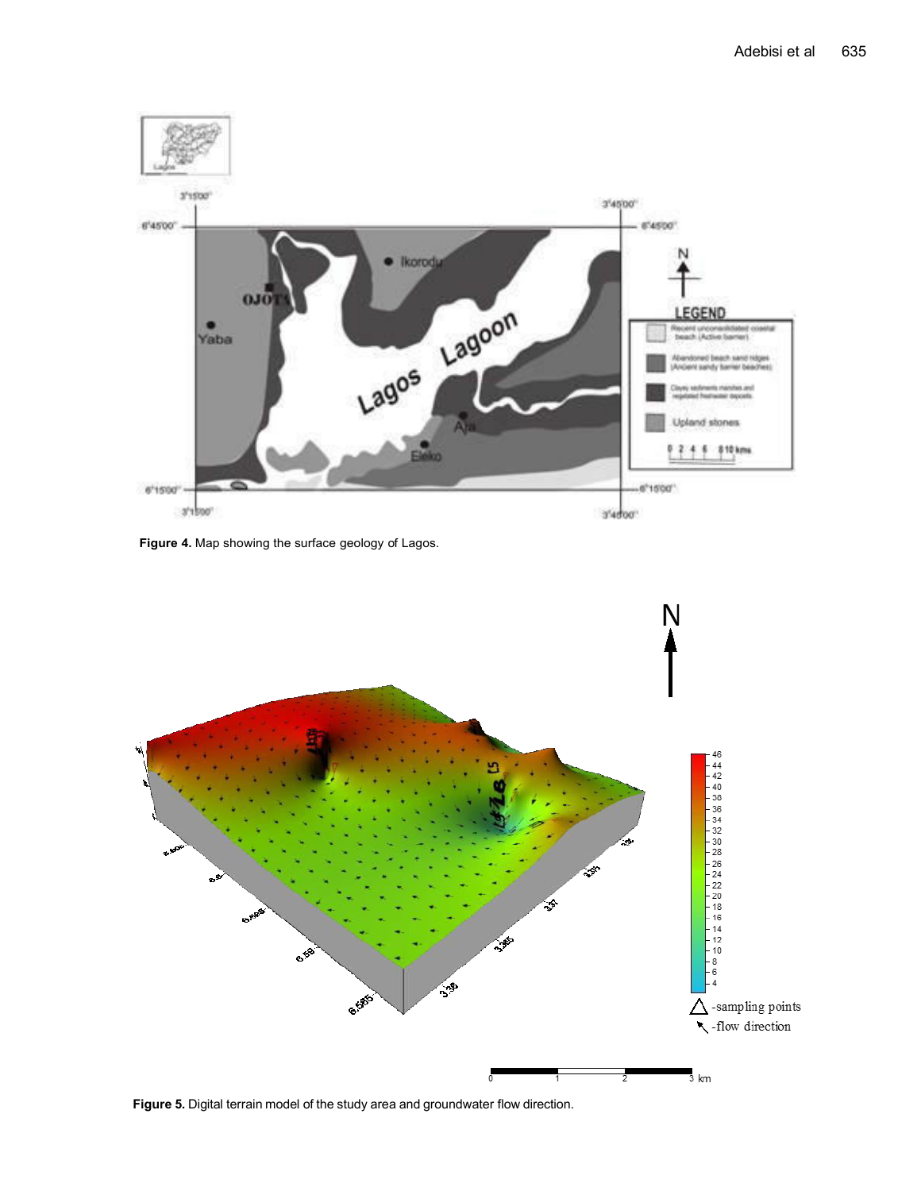Figure 4. Map showing the surface geology of Lagos.

Figure 5. Digital terrain model of the study area and groundwater flow direction.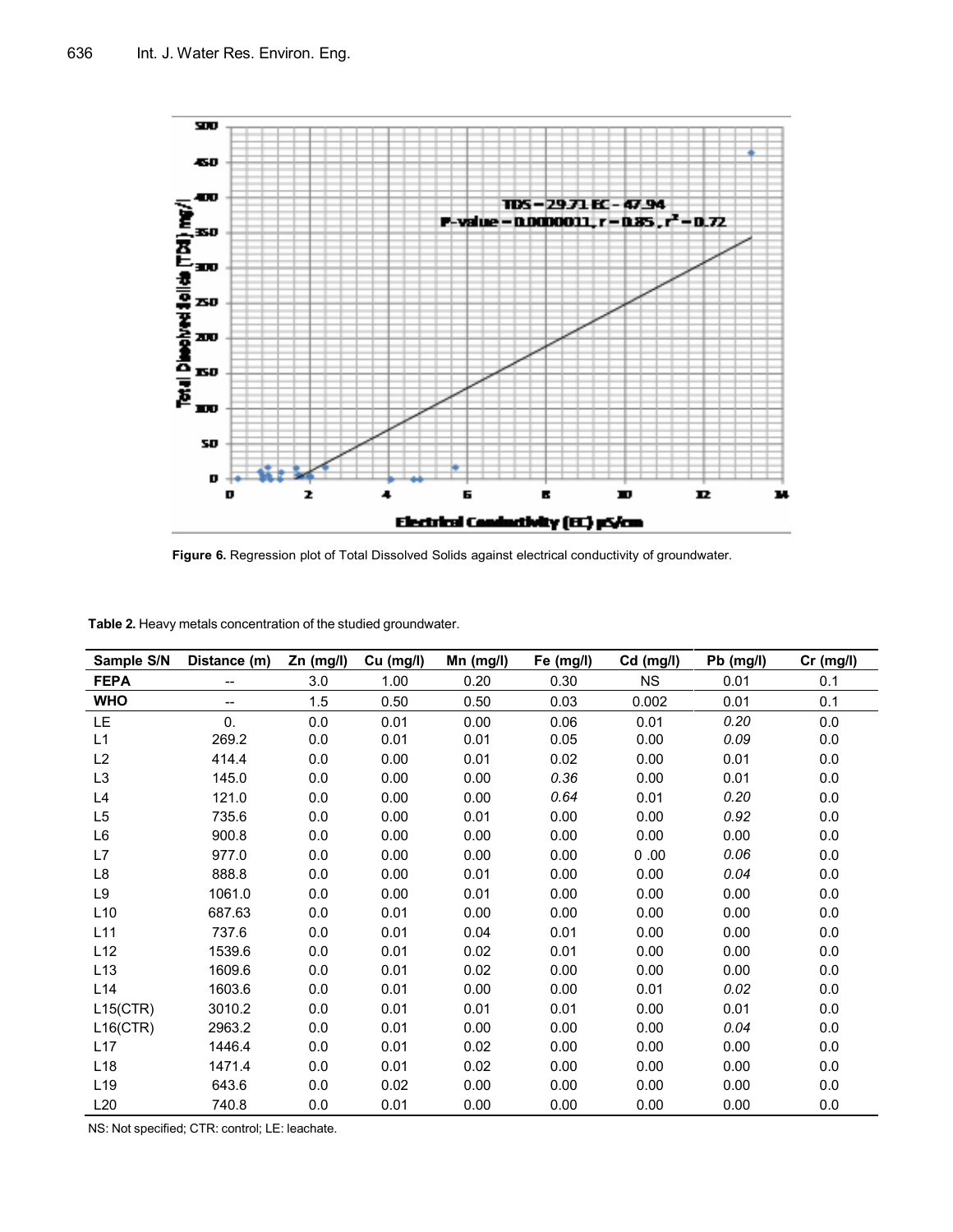Figure 6. Regression plot of Total Dissolved Solids against electrical conductivity of groundwater.

**Table 2.** Heavy metals concentration of the studied groundwater.

| Sample S/N | Distance (m) | Zn (mg/l) | Cu (mg/l) | Mn (mg/l) | Fe (mg/l) | Cd (mg/l) | Pb (mg/l) | Cr (mg/l) |
|---|---|---|---|---|---|---|---|---|
| **FEPA** | -- | 3.0 | 1.00 | 0.20 | 0.30 | NS | 0.01 | 0.1 |
| **WHO** | -- | 1.5 | 0.50 | 0.50 | 0.03 | 0.002 | 0.01 | 0.1 |
| LE | 0. | 0.0 | 0.01 | 0.00 | 0.06 | 0.01 | *0.20* | 0.0 |
| L1 | 269.2 | 0.0 | 0.01 | 0.01 | 0.05 | 0.00 | *0.09* | 0.0 |
| L2 | 414.4 | 0.0 | 0.00 | 0.01 | 0.02 | 0.00 | 0.01 | 0.0 |
| L3 | 145.0 | 0.0 | 0.00 | 0.00 | *0.36* | 0.00 | 0.01 | 0.0 |
| L4 | 121.0 | 0.0 | 0.00 | 0.00 | *0.64* | 0.01 | *0.20* | 0.0 |
| L5 | 735.6 | 0.0 | 0.00 | 0.01 | 0.00 | 0.00 | *0.92* | 0.0 |
| L6 | 900.8 | 0.0 | 0.00 | 0.00 | 0.00 | 0.00 | 0.00 | 0.0 |
| L7 | 977.0 | 0.0 | 0.00 | 0.00 | 0.00 | 0 .00 | *0.06* | 0.0 |
| L8 | 888.8 | 0.0 | 0.00 | 0.01 | 0.00 | 0.00 | *0.04* | 0.0 |
| L9 | 1061.0 | 0.0 | 0.00 | 0.01 | 0.00 | 0.00 | 0.00 | 0.0 |
| L10 | 687.63 | 0.0 | 0.01 | 0.00 | 0.00 | 0.00 | 0.00 | 0.0 |
| L11 | 737.6 | 0.0 | 0.01 | 0.04 | 0.01 | 0.00 | 0.00 | 0.0 |
| L12 | 1539.6 | 0.0 | 0.01 | 0.02 | 0.01 | 0.00 | 0.00 | 0.0 |
| L13 | 1609.6 | 0.0 | 0.01 | 0.02 | 0.00 | 0.00 | 0.00 | 0.0 |
| L14 | 1603.6 | 0.0 | 0.01 | 0.00 | 0.00 | 0.01 | *0.02* | 0.0 |
| L15(CTR) | 3010.2 | 0.0 | 0.01 | 0.01 | 0.01 | 0.00 | 0.01 | 0.0 |
| L16(CTR) | 2963.2 | 0.0 | 0.01 | 0.00 | 0.00 | 0.00 | *0.04* | 0.0 |
| L17 | 1446.4 | 0.0 | 0.01 | 0.02 | 0.00 | 0.00 | 0.00 | 0.0 |
| L18 | 1471.4 | 0.0 | 0.01 | 0.02 | 0.00 | 0.00 | 0.00 | 0.0 |
| L19 | 643.6 | 0.0 | 0.02 | 0.00 | 0.00 | 0.00 | 0.00 | 0.0 |
| L20 | 740.8 | 0.0 | 0.01 | 0.00 | 0.00 | 0.00 | 0.00 | 0.0 |

NS: Not specified; CTR: control; LE: leachate.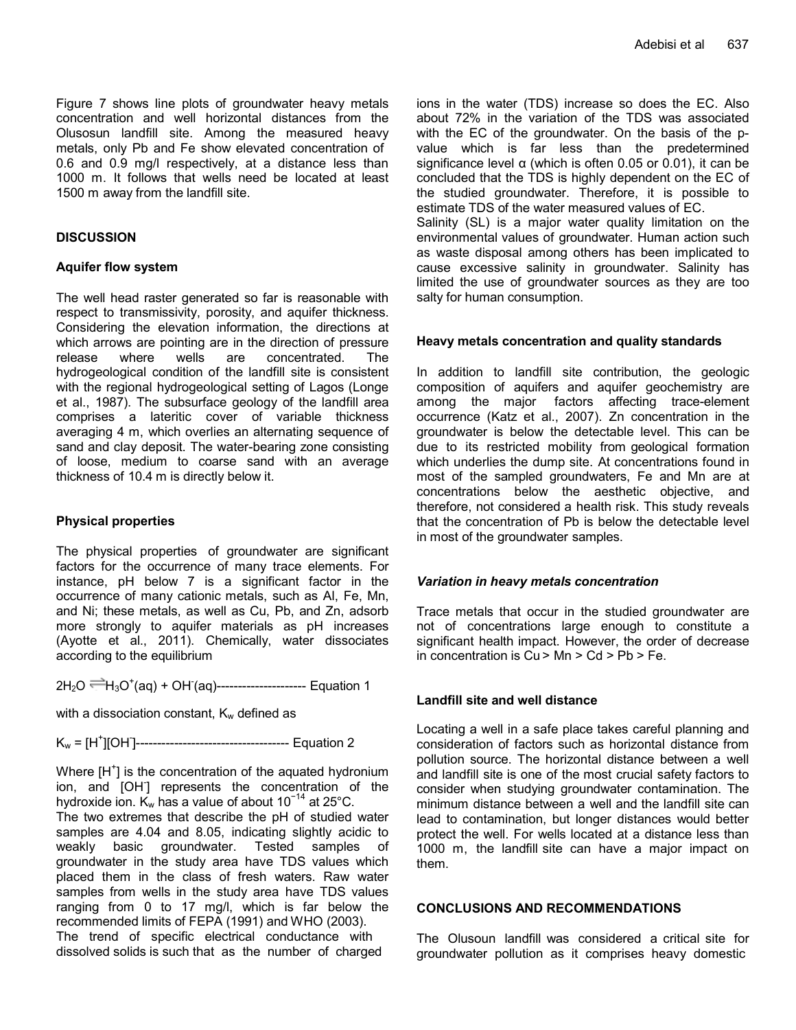Figure 7 shows line plots of groundwater heavy metals concentration and well horizontal distances from the Olusosun landfill site. Among the measured heavy metals, only Pb and Fe show elevated concentration of 0.6 and 0.9 mg/l respectively, at a distance less than 1000 m. It follows that wells need be located at least 1500 m away from the landfill site.

## DISCUSSION

### Aquifer flow system

The well head raster generated so far is reasonable with respect to transmissivity, porosity, and aquifer thickness. Considering the elevation information, the directions at which arrows are pointing are in the direction of pressure release where wells are concentrated. The hydrogeological condition of the landfill site is consistent with the regional hydrogeological setting of Lagos (Longe et al., 1987). The subsurface geology of the landfill area comprises a lateritic cover of variable thickness averaging 4 m, which overlies an alternating sequence of sand and clay deposit. The water-bearing zone consisting of loose, medium to coarse sand with an average thickness of 10.4 m is directly below it.

### Physical properties

The physical properties of groundwater are significant factors for the occurrence of many trace elements. For instance, pH below 7 is a significant factor in the occurrence of many cationic metals, such as Al, Fe, Mn, and Ni; these metals, as well as Cu, Pb, and Zn, adsorb more strongly to aquifer materials as pH increases (Ayotte et al., 2011). Chemically, water dissociates according to the equilibrium

$$2H_2O \rightleftharpoons H_3O^+(aq) + OH^-(aq) \text{---------------------- Equation 1}$$

with a dissociation constant, $K_w$ defined as

$$K_w = [H^+][OH^-] \text{------------------------------------ Equation 2}$$

Where $[H^+]$ is the concentration of the aquated hydronium ion, and $[OH^-]$ represents the concentration of the hydroxide ion. $K_w$ has a value of about $10^{-14}$ at 25°C.

The two extremes that describe the pH of studied water samples are 4.04 and 8.05, indicating slightly acidic to weakly basic groundwater. Tested samples of groundwater in the study area have TDS values which placed them in the class of fresh waters. Raw water samples from wells in the study area have TDS values ranging from 0 to 17 mg/l, which is far below the recommended limits of FEPA (1991) and WHO (2003).

The trend of specific electrical conductance with dissolved solids is such that as the number of charged ions in the water (TDS) increase so does the EC. Also about 72% in the variation of the TDS was associated with the EC of the groundwater. On the basis of the p-value which is far less than the predetermined significance level α (which is often 0.05 or 0.01), it can be concluded that the TDS is highly dependent on the EC of the studied groundwater. Therefore, it is possible to estimate TDS of the water measured values of EC.

Salinity (SL) is a major water quality limitation on the environmental values of groundwater. Human action such as waste disposal among others has been implicated to cause excessive salinity in groundwater. Salinity has limited the use of groundwater sources as they are too salty for human consumption.

### Heavy metals concentration and quality standards

In addition to landfill site contribution, the geologic composition of aquifers and aquifer geochemistry are among the major factors affecting trace-element occurrence (Katz et al., 2007). Zn concentration in the groundwater is below the detectable level. This can be due to its restricted mobility from geological formation which underlies the dump site. At concentrations found in most of the sampled groundwaters, Fe and Mn are at concentrations below the aesthetic objective, and therefore, not considered a health risk. This study reveals that the concentration of Pb is below the detectable level in most of the groundwater samples.

#### *Variation in heavy metals concentration*

Trace metals that occur in the studied groundwater are not of concentrations large enough to constitute a significant health impact. However, the order of decrease in concentration is Cu > Mn > Cd > Pb > Fe.

### Landfill site and well distance

Locating a well in a safe place takes careful planning and consideration of factors such as horizontal distance from pollution source. The horizontal distance between a well and landfill site is one of the most crucial safety factors to consider when studying groundwater contamination. The minimum distance between a well and the landfill site can lead to contamination, but longer distances would better protect the well. For wells located at a distance less than 1000 m, the landfill site can have a major impact on them.

## CONCLUSIONS AND RECOMMENDATIONS

The Olusoun landfill was considered a critical site for groundwater pollution as it comprises heavy domestic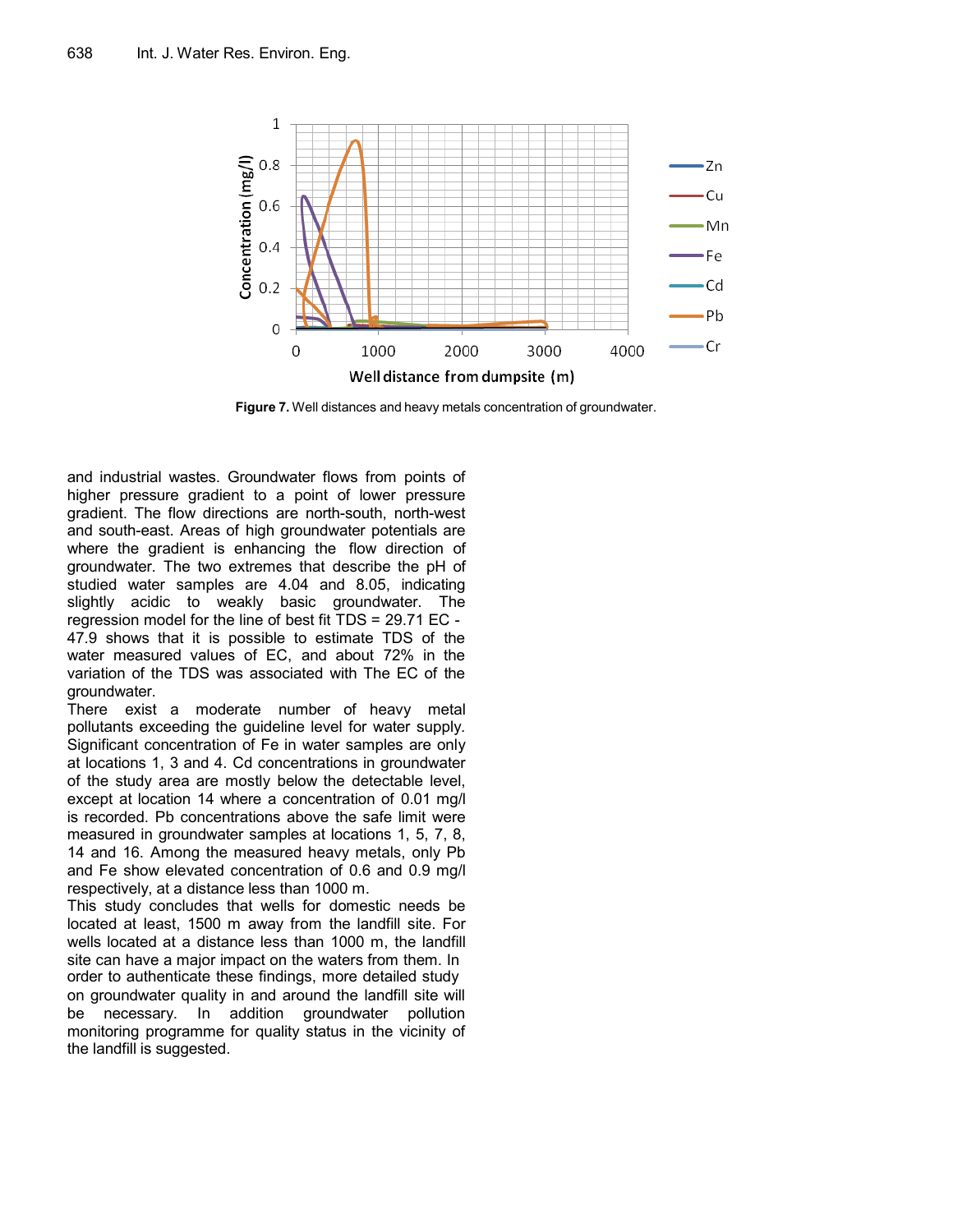1

0.8

0.6

0.4

0.2

0

Concentration (mg/l)

0 1000 2000 3000 4000

Well distance from dumpsite (m)

Zn

Cu

Mn

Fe

Cd

Pb

Cr

**Figure 7.** Well distances and heavy metals concentration of groundwater.

and industrial wastes. Groundwater flows from points of higher pressure gradient to a point of lower pressure gradient. The flow directions are north-south, north-west and south-east. Areas of high groundwater potentials are where the gradient is enhancing the flow direction of groundwater. The two extremes that describe the pH of studied water samples are 4.04 and 8.05, indicating slightly acidic to weakly basic groundwater. The regression model for the line of best fit TDS = 29.71 EC - 47.9 shows that it is possible to estimate TDS of the water measured values of EC, and about 72% in the variation of the TDS was associated with The EC of the groundwater.

There exist a moderate number of heavy metal pollutants exceeding the guideline level for water supply. Significant concentration of Fe in water samples are only at locations 1, 3 and 4. Cd concentrations in groundwater of the study area are mostly below the detectable level, except at location 14 where a concentration of 0.01 mg/l is recorded. Pb concentrations above the safe limit were measured in groundwater samples at locations 1, 5, 7, 8, 14 and 16. Among the measured heavy metals, only Pb and Fe show elevated concentration of 0.6 and 0.9 mg/l respectively, at a distance less than 1000 m.

This study concludes that wells for domestic needs be located at least, 1500 m away from the landfill site. For wells located at a distance less than 1000 m, the landfill site can have a major impact on the waters from them. In order to authenticate these findings, more detailed study on groundwater quality in and around the landfill site will be necessary. In addition groundwater pollution monitoring programme for quality status in the vicinity of the landfill is suggested.